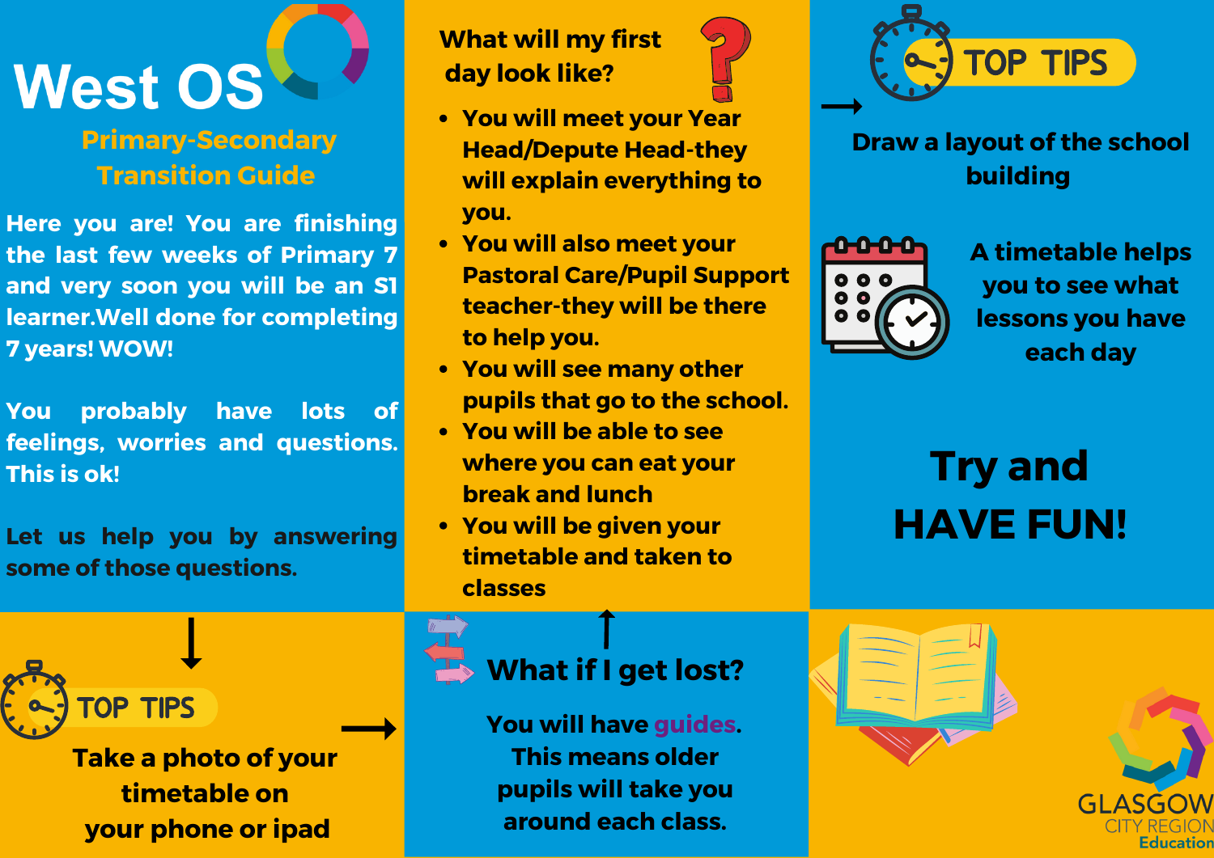# West OS

## Primary-Secondary Transition Guide

Here you are! You are finishing the last few weeks of Primary 7 and very soon you will be an S1 learner.Well done for completing 7 years! WOW!

You probably have lots of feelings, worries and questions. This is ok!

Let us help you by answering some of those questions.

### TOP TIPS

Take a photo of your timetable on your phone or ipad

### What will my first day look like?

- You will meet your Year Head/Depute Head-they will explain everything to you.
- You will also meet your Pastoral Care/Pupil Support teacher-they will be there to help you.
- You will see many other pupils that go to the school.
- You will be able to see where you can eat your break and lunch
- You will be given your timetable and taken to classes

### What if I get lost?

You will have guides. This means older pupils will take you around each class.

### TOP TIPS

Draw a layout of the school building

A timetable helps you to see what lessons you have each day

## Try and HAVE FUN!

GLASGOW CITY REGION Education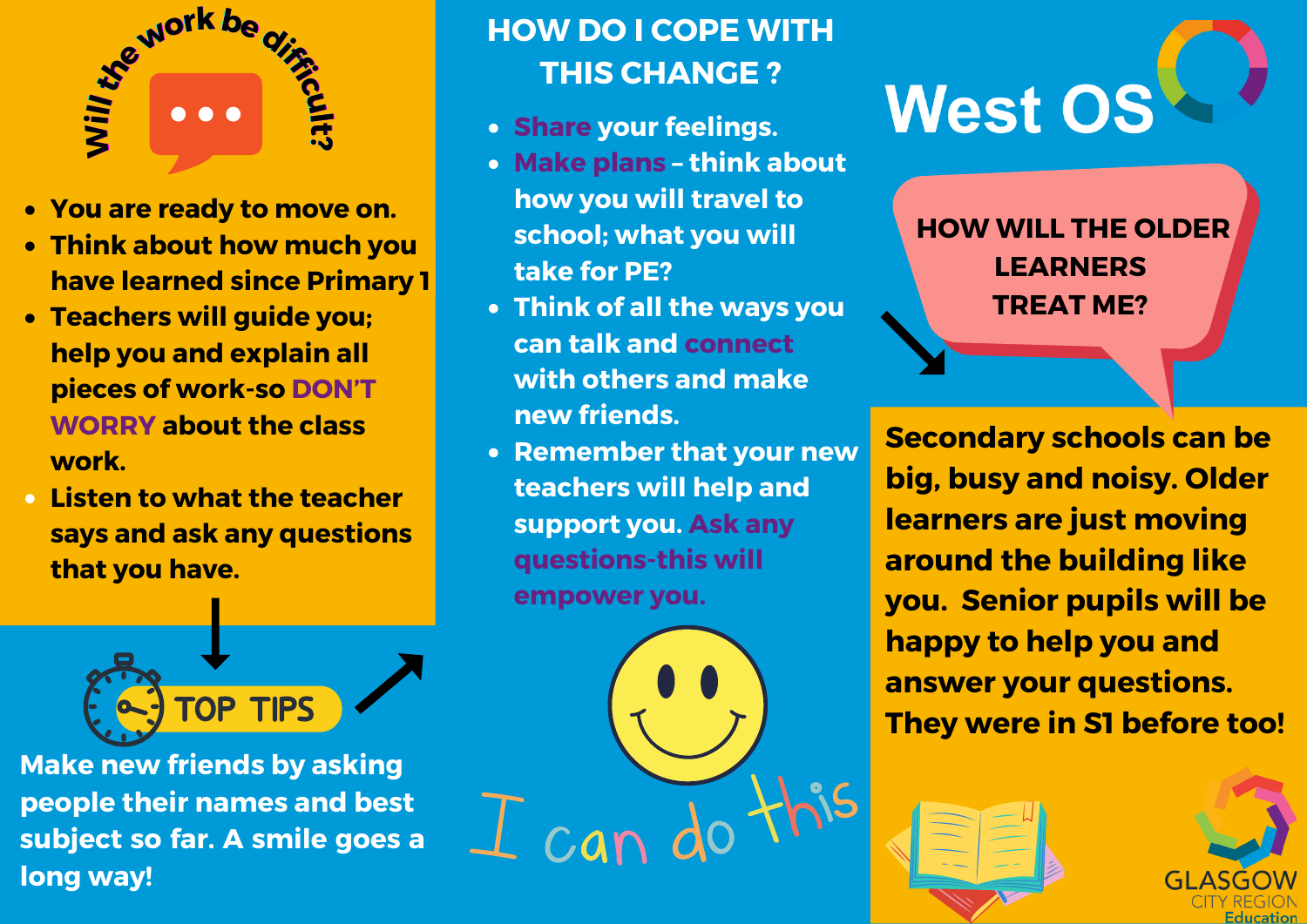## Will the work be difficult?

- You are ready to move on.
- Think about how much you have learned since Primary 1
- Teachers will guide you; help you and explain all pieces of work-so **DON'T WORRY** about the class work.
- Listen to what the teacher says and ask any questions that you have.

## TOP TIPS

Make new friends by asking people their names and best subject so far. A smile goes a long way!

## HOW DO I COPE WITH THIS CHANGE ?

- **Share** your feelings.
- **Make plans** – think about how you will travel to school; what you will take for PE?
- Think of all the ways you can talk and **connect** with others and make new friends.
- Remember that your new teachers will help and support you. **Ask any questions-this will empower you.**

I can do this

# West OS

## HOW WILL THE OLDER LEARNERS TREAT ME?

Secondary schools can be big, busy and noisy. Older learners are just moving around the building like you. Senior pupils will be happy to help you and answer your questions. They were in S1 before too!

GLASGOW CITY REGION Education